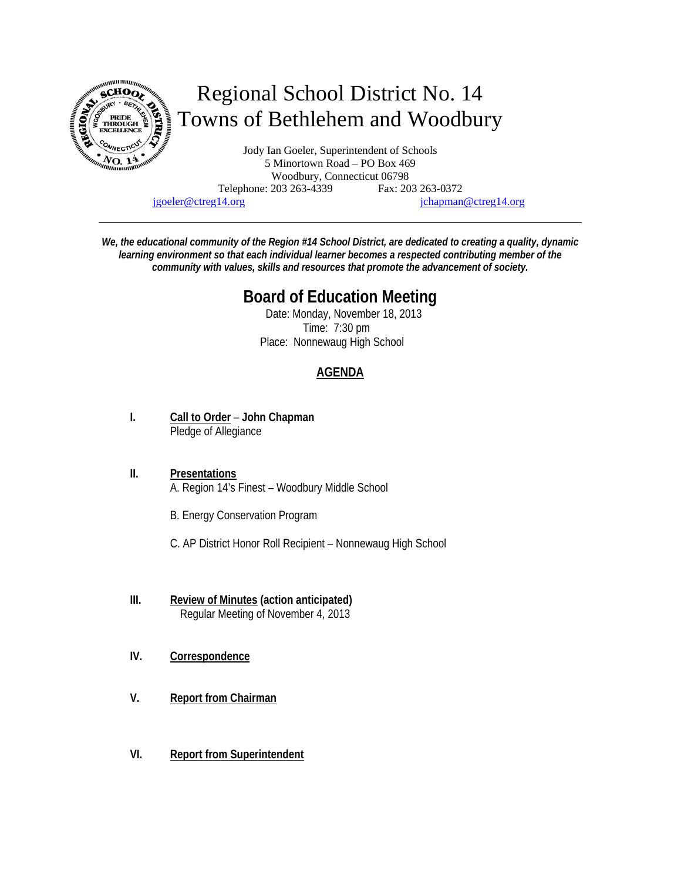# Regional School District No. 14
# Towns of Bethlehem and Woodbury

Jody Ian Goeler, Superintendent of Schools
5 Minortown Road – PO Box 469
Woodbury, Connecticut 06798
Telephone: 203 263-4339 Fax: 203 263-0372
jgoeler@ctreg14.org jchapman@ctreg14.org

---

***We, the educational community of the Region #14 School District, are dedicated to creating a quality, dynamic learning environment so that each individual learner becomes a respected contributing member of the community with values, skills and resources that promote the advancement of society.***

## Board of Education Meeting

Date: Monday, November 18, 2013
Time: 7:30 pm
Place: Nonnewaug High School

### AGENDA

**I. Call to Order – John Chapman**
Pledge of Allegiance

**II. Presentations**
A. Region 14's Finest – Woodbury Middle School

B. Energy Conservation Program

C. AP District Honor Roll Recipient – Nonnewaug High School

**III. Review of Minutes (action anticipated)**
Regular Meeting of November 4, 2013

**IV. Correspondence**

**V. Report from Chairman**

**VI. Report from Superintendent**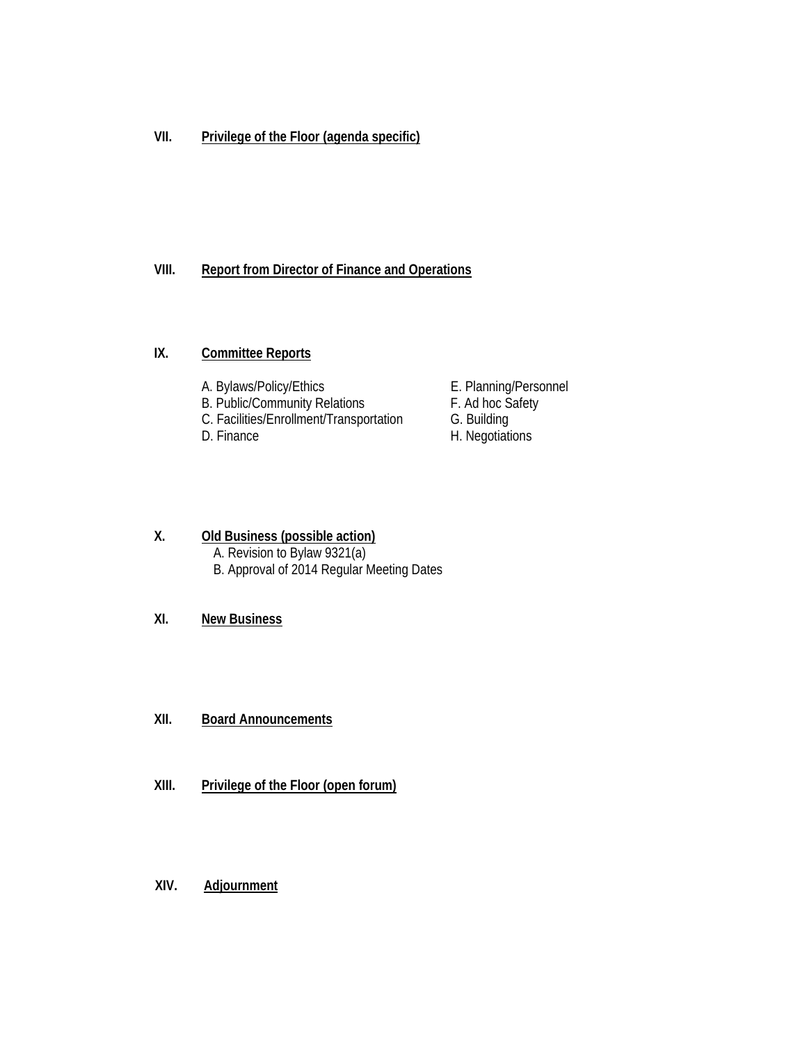**VII. Privilege of the Floor (agenda specific)**

**VIII. Report from Director of Finance and Operations**

**IX. Committee Reports**

A. Bylaws/Policy/Ethics
B. Public/Community Relations
C. Facilities/Enrollment/Transportation
D. Finance
E. Planning/Personnel
F. Ad hoc Safety
G. Building
H. Negotiations

**X. Old Business (possible action)**

A. Revision to Bylaw 9321(a)
B. Approval of 2014 Regular Meeting Dates

**XI. New Business**

**XII. Board Announcements**

**XIII. Privilege of the Floor (open forum)**

**XIV. Adjournment**